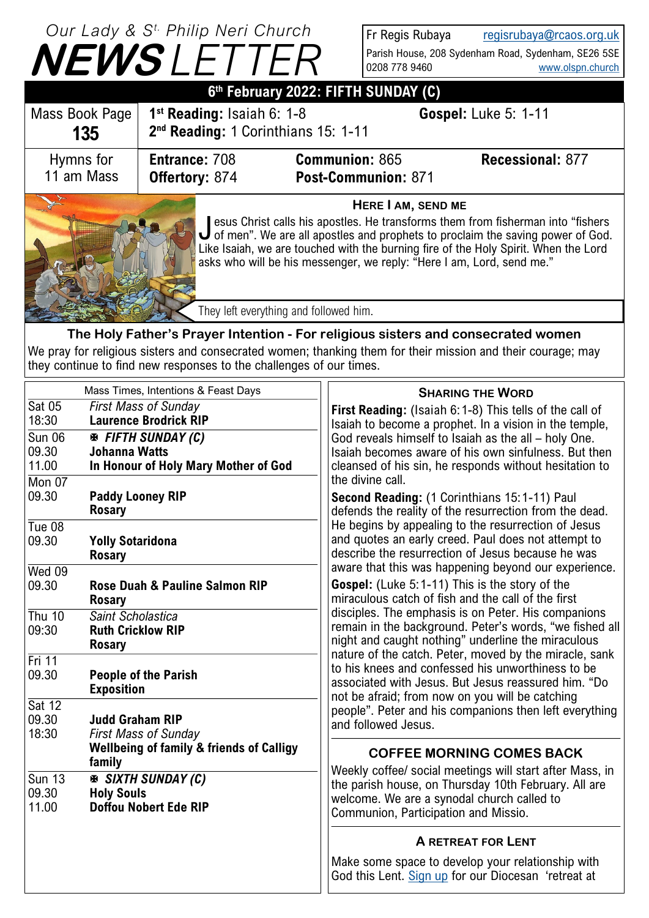# Our Lady & St. Philip Neri Church NEWSLETTER

Fr Regis Rubaya regisrubaya@rcaos.org.uk
Parish House, 208 Sydenham Road, Sydenham, SE26 5SE
0208 778 9460 www.olspn.church

## 6th February 2022: FIFTH SUNDAY (C)

| Mass Book Page **135** | **1st Reading:** Isaiah 6: 1-8 | **Gospel:** Luke 5: 1-11 | |
|---|---|---|---|
| | **2nd Reading:** 1 Corinthians 15: 1-11 | | |
| Hymns for 11 am Mass | **Entrance:** 708 | **Communion:** 865 | **Recessional:** 877 |
| | **Offertory:** 874 | **Post-Communion:** 871 | |

### HERE I AM, SEND ME

Jesus Christ calls his apostles. He transforms them from fisherman into "fishers of men". We are all apostles and prophets to proclaim the saving power of God. Like Isaiah, we are touched with the burning fire of the Holy Spirit. When the Lord asks who will be his messenger, we reply: "Here I am, Lord, send me."

They left everything and followed him.

### The Holy Father's Prayer Intention - For religious sisters and consecrated women

We pray for religious sisters and consecrated women; thanking them for their mission and their courage; may they continue to find new responses to the challenges of our times.

### Mass Times, Intentions & Feast Days

| | |
|---|---|
| Sat 05 | *First Mass of Sunday* |
| 18:30 | **Laurence Brodrick RIP** |
| Sun 06 | ✠ ***FIFTH SUNDAY (C)*** |
| 09.30 | **Johanna Watts** |
| 11.00 | **In Honour of Holy Mary Mother of God** |
| Mon 07 | |
| 09.30 | **Paddy Looney RIP** |
| | **Rosary** |
| Tue 08 | |
| 09.30 | **Yolly Sotaridona** |
| | **Rosary** |
| Wed 09 | |
| 09.30 | **Rose Duah & Pauline Salmon RIP** |
| | **Rosary** |
| Thu 10 | *Saint Scholastica* |
| 09:30 | **Ruth Cricklow RIP** |
| | **Rosary** |
| Fri 11 | |
| 09.30 | **People of the Parish** |
| | **Exposition** |
| Sat 12 | |
| 09.30 | **Judd Graham RIP** |
| 18:30 | *First Mass of Sunday* |
| | **Wellbeing of family & friends of Calligy family** |
| Sun 13 | ✠ ***SIXTH SUNDAY (C)*** |
| 09.30 | **Holy Souls** |
| 11.00 | **Doffou Nobert Ede RIP** |

### SHARING THE WORD

**First Reading:** (Isaiah 6:1-8) This tells of the call of Isaiah to become a prophet. In a vision in the temple, God reveals himself to Isaiah as the all – holy One. Isaiah becomes aware of his own sinfulness. But then cleansed of his sin, he responds without hesitation to the divine call.

**Second Reading:** (1 Corinthians 15:1-11) Paul defends the reality of the resurrection from the dead. He begins by appealing to the resurrection of Jesus and quotes an early creed. Paul does not attempt to describe the resurrection of Jesus because he was aware that this was happening beyond our experience.

**Gospel:** (Luke 5:1-11) This is the story of the miraculous catch of fish and the call of the first disciples. The emphasis is on Peter. His companions remain in the background. Peter's words, "we fished all night and caught nothing" underline the miraculous nature of the catch. Peter, moved by the miracle, sank to his knees and confessed his unworthiness to be associated with Jesus. But Jesus reassured him. "Do not be afraid; from now on you will be catching people". Peter and his companions then left everything and followed Jesus.

### COFFEE MORNING COMES BACK

Weekly coffee/ social meetings will start after Mass, in the parish house, on Thursday 10th February. All are welcome. We are a synodal church called to Communion, Participation and Missio.

### A RETREAT FOR LENT

Make some space to develop your relationship with God this Lent. Sign up for our Diocesan 'retreat at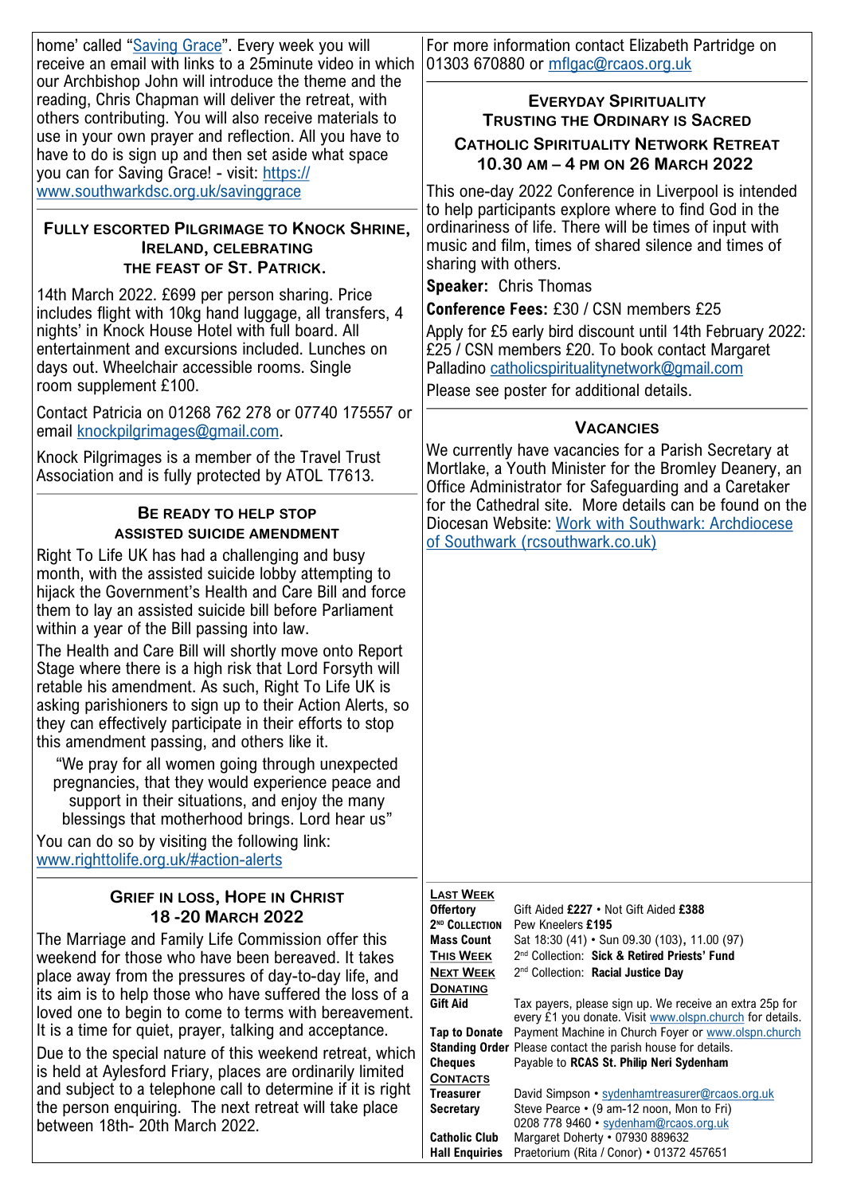home' called "Saving Grace". Every week you will receive an email with links to a 25minute video in which our Archbishop John will introduce the theme and the reading, Chris Chapman will deliver the retreat, with others contributing. You will also receive materials to use in your own prayer and reflection. All you have to have to do is sign up and then set aside what space you can for Saving Grace! - visit: https://www.southwarkdsc.org.uk/savinggrace

### Fully Escorted Pilgrimage to Knock Shrine, Ireland, celebrating the Feast of St. Patrick.

14th March 2022. £699 per person sharing. Price includes flight with 10kg hand luggage, all transfers, 4 nights' in Knock House Hotel with full board. All entertainment and excursions included. Lunches on days out. Wheelchair accessible rooms. Single room supplement £100.

Contact Patricia on 01268 762 278 or 07740 175557 or email knockpilgrimages@gmail.com.

Knock Pilgrimages is a member of the Travel Trust Association and is fully protected by ATOL T7613.

### Be Ready to Help Stop Assisted Suicide Amendment

Right To Life UK has had a challenging and busy month, with the assisted suicide lobby attempting to hijack the Government's Health and Care Bill and force them to lay an assisted suicide bill before Parliament within a year of the Bill passing into law.

The Health and Care Bill will shortly move onto Report Stage where there is a high risk that Lord Forsyth will retable his amendment. As such, Right To Life UK is asking parishioners to sign up to their Action Alerts, so they can effectively participate in their efforts to stop this amendment passing, and others like it.

"We pray for all women going through unexpected pregnancies, that they would experience peace and support in their situations, and enjoy the many blessings that motherhood brings. Lord hear us"

You can do so by visiting the following link: www.righttolife.org.uk/#action-alerts

### Grief in Loss, Hope in Christ 18 -20 March 2022

The Marriage and Family Life Commission offer this weekend for those who have been bereaved. It takes place away from the pressures of day-to-day life, and its aim is to help those who have suffered the loss of a loved one to begin to come to terms with bereavement. It is a time for quiet, prayer, talking and acceptance.

Due to the special nature of this weekend retreat, which is held at Aylesford Friary, places are ordinarily limited and subject to a telephone call to determine if it is right the person enquiring. The next retreat will take place between 18th- 20th March 2022.

For more information contact Elizabeth Partridge on 01303 670880 or mflgac@rcaos.org.uk

### Everyday Spirituality
### Trusting the Ordinary is Sacred
### Catholic Spirituality Network Retreat
### 10.30 am – 4 pm on 26 March 2022

This one-day 2022 Conference in Liverpool is intended to help participants explore where to find God in the ordinariness of life. There will be times of input with music and film, times of shared silence and times of sharing with others.

**Speaker:** Chris Thomas

**Conference Fees:** £30 / CSN members £25

Apply for £5 early bird discount until 14th February 2022: £25 / CSN members £20. To book contact Margaret Palladino catholicspiritualitynetwork@gmail.com

Please see poster for additional details.

### Vacancies

We currently have vacancies for a Parish Secretary at Mortlake, a Youth Minister for the Bromley Deanery, an Office Administrator for Safeguarding and a Caretaker for the Cathedral site. More details can be found on the Diocesan Website: Work with Southwark: Archdiocese of Southwark (rcsouthwark.co.uk)

| | |
|---|---|
| **Last Week** | |
| **Offertory** | Gift Aided **£227** • Not Gift Aided **£388** |
| **2nd Collection** | Pew Kneelers **£195** |
| **Mass Count** | Sat 18:30 (41) • Sun 09.30 (103), 11.00 (97) |
| **This Week** | 2nd Collection: **Sick & Retired Priests' Fund** |
| **Next Week** | 2nd Collection: **Racial Justice Day** |
| **Donating** | |
| **Gift Aid** | Tax payers, please sign up. We receive an extra 25p for every £1 you donate. Visit www.olspn.church for details. |
| **Tap to Donate** | Payment Machine in Church Foyer or www.olspn.church |
| **Standing Order** | Please contact the parish house for details. |
| **Cheques** | Payable to **RCAS St. Philip Neri Sydenham** |
| **Contacts** | |
| **Treasurer** | David Simpson • sydenhamtreasurer@rcaos.org.uk |
| **Secretary** | Steve Pearce • (9 am-12 noon, Mon to Fri) 0208 778 9460 • sydenham@rcaos.org.uk |
| **Catholic Club** | Margaret Doherty • 07930 889632 |
| **Hall Enquiries** | Praetorium (Rita / Conor) • 01372 457651 |